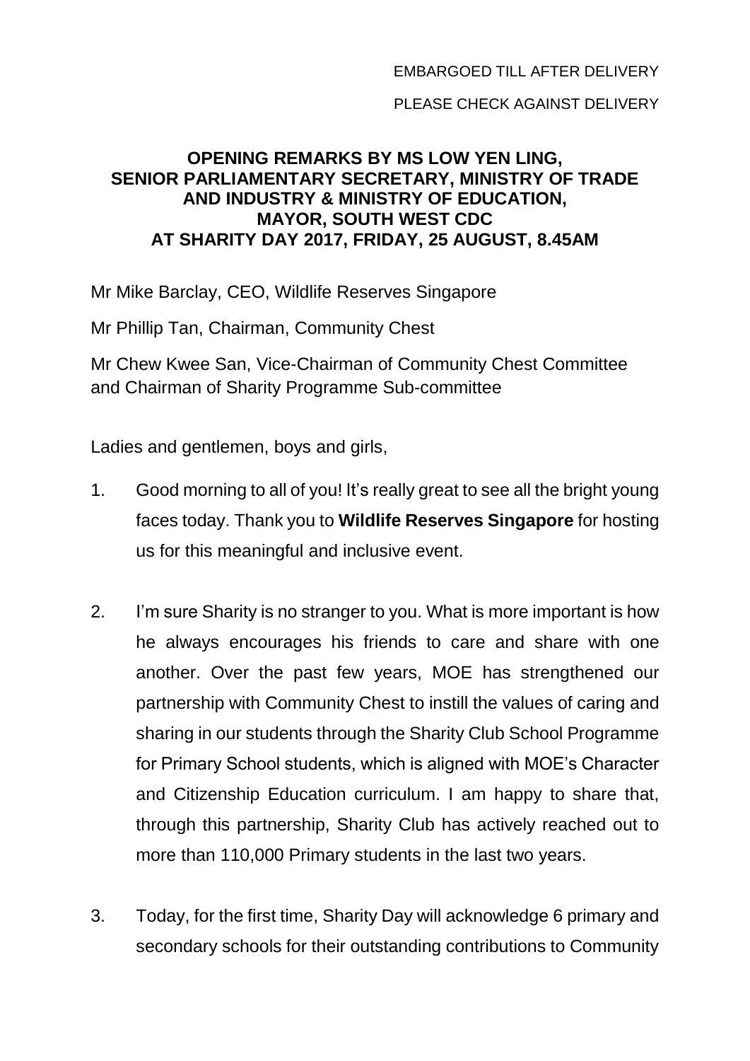EMBARGOED TILL AFTER DELIVERY

PLEASE CHECK AGAINST DELIVERY

# OPENING REMARKS BY MS LOW YEN LING, SENIOR PARLIAMENTARY SECRETARY, MINISTRY OF TRADE AND INDUSTRY & MINISTRY OF EDUCATION, MAYOR, SOUTH WEST CDC AT SHARITY DAY 2017, FRIDAY, 25 AUGUST, 8.45AM

Mr Mike Barclay, CEO, Wildlife Reserves Singapore

Mr Phillip Tan, Chairman, Community Chest

Mr Chew Kwee San, Vice-Chairman of Community Chest Committee and Chairman of Sharity Programme Sub-committee

Ladies and gentlemen, boys and girls,

1. Good morning to all of you! It's really great to see all the bright young faces today. Thank you to **Wildlife Reserves Singapore** for hosting us for this meaningful and inclusive event.

2. I'm sure Sharity is no stranger to you. What is more important is how he always encourages his friends to care and share with one another. Over the past few years, MOE has strengthened our partnership with Community Chest to instill the values of caring and sharing in our students through the Sharity Club School Programme for Primary School students, which is aligned with MOE's Character and Citizenship Education curriculum. I am happy to share that, through this partnership, Sharity Club has actively reached out to more than 110,000 Primary students in the last two years.

3. Today, for the first time, Sharity Day will acknowledge 6 primary and secondary schools for their outstanding contributions to Community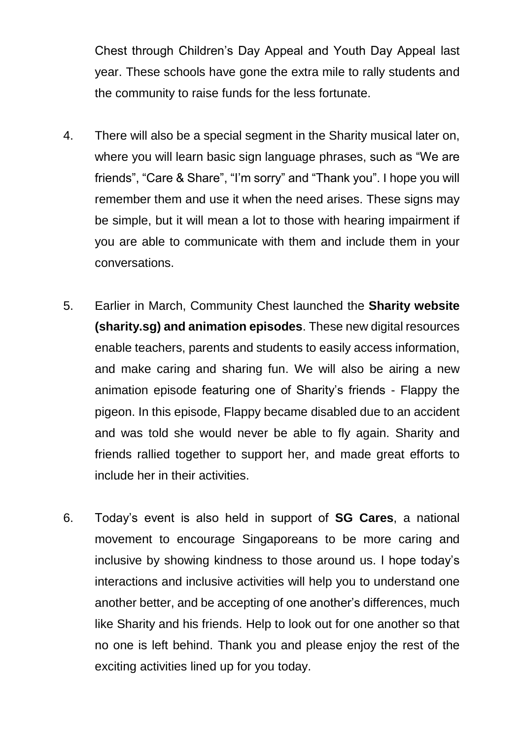Chest through Children's Day Appeal and Youth Day Appeal last year. These schools have gone the extra mile to rally students and the community to raise funds for the less fortunate.

4. There will also be a special segment in the Sharity musical later on, where you will learn basic sign language phrases, such as "We are friends", "Care & Share", "I'm sorry" and "Thank you". I hope you will remember them and use it when the need arises. These signs may be simple, but it will mean a lot to those with hearing impairment if you are able to communicate with them and include them in your conversations.

5. Earlier in March, Community Chest launched the **Sharity website (sharity.sg) and animation episodes**. These new digital resources enable teachers, parents and students to easily access information, and make caring and sharing fun. We will also be airing a new animation episode featuring one of Sharity's friends - Flappy the pigeon. In this episode, Flappy became disabled due to an accident and was told she would never be able to fly again. Sharity and friends rallied together to support her, and made great efforts to include her in their activities.

6. Today's event is also held in support of **SG Cares**, a national movement to encourage Singaporeans to be more caring and inclusive by showing kindness to those around us. I hope today's interactions and inclusive activities will help you to understand one another better, and be accepting of one another's differences, much like Sharity and his friends. Help to look out for one another so that no one is left behind. Thank you and please enjoy the rest of the exciting activities lined up for you today.